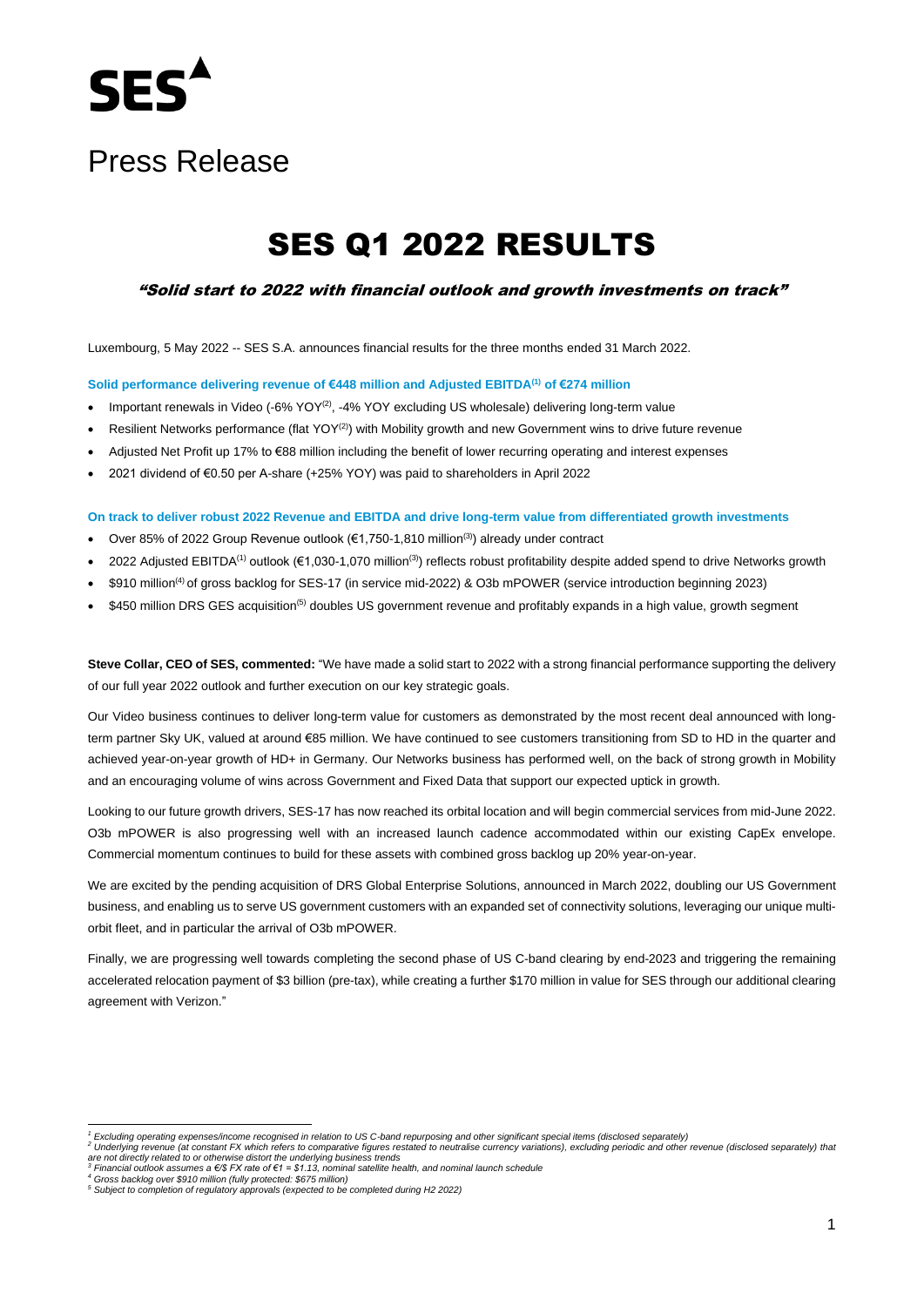# SES

## Press Release

# SES Q1 2022 RESULTS

*"Solid start to 2022 with financial outlook and growth investments on track"*

Luxembourg, 5 May 2022 -- SES S.A. announces financial results for the three months ended 31 March 2022.

**Solid performance delivering revenue of €448 million and Adjusted EBITDA[1] of €274 million**

- Important renewals in Video (-6% YOY[2], -4% YOY excluding US wholesale) delivering long-term value
- Resilient Networks performance (flat YOY[2]) with Mobility growth and new Government wins to drive future revenue
- Adjusted Net Profit up 17% to €88 million including the benefit of lower recurring operating and interest expenses
- 2021 dividend of €0.50 per A-share (+25% YOY) was paid to shareholders in April 2022

**On track to deliver robust 2022 Revenue and EBITDA and drive long-term value from differentiated growth investments**

- Over 85% of 2022 Group Revenue outlook (€1,750-1,810 million[3]) already under contract
- 2022 Adjusted EBITDA[1] outlook (€1,030-1,070 million[3]) reflects robust profitability despite added spend to drive Networks growth
- $910 million[4] of gross backlog for SES-17 (in service mid-2022) & O3b mPOWER (service introduction beginning 2023)
- $450 million DRS GES acquisition[5] doubles US government revenue and profitably expands in a high value, growth segment

**Steve Collar, CEO of SES, commented:** "We have made a solid start to 2022 with a strong financial performance supporting the delivery of our full year 2022 outlook and further execution on our key strategic goals.

Our Video business continues to deliver long-term value for customers as demonstrated by the most recent deal announced with long-term partner Sky UK, valued at around €85 million. We have continued to see customers transitioning from SD to HD in the quarter and achieved year-on-year growth of HD+ in Germany. Our Networks business has performed well, on the back of strong growth in Mobility and an encouraging volume of wins across Government and Fixed Data that support our expected uptick in growth.

Looking to our future growth drivers, SES-17 has now reached its orbital location and will begin commercial services from mid-June 2022. O3b mPOWER is also progressing well with an increased launch cadence accommodated within our existing CapEx envelope. Commercial momentum continues to build for these assets with combined gross backlog up 20% year-on-year.

We are excited by the pending acquisition of DRS Global Enterprise Solutions, announced in March 2022, doubling our US Government business, and enabling us to serve US government customers with an expanded set of connectivity solutions, leveraging our unique multi-orbit fleet, and in particular the arrival of O3b mPOWER.

Finally, we are progressing well towards completing the second phase of US C-band clearing by end-2023 and triggering the remaining accelerated relocation payment of $3 billion (pre-tax), while creating a further $170 million in value for SES through our additional clearing agreement with Verizon."

---

*[1] Excluding operating expenses/income recognised in relation to US C-band repurposing and other significant special items (disclosed separately)*
*[2] Underlying revenue (at constant FX which refers to comparative figures restated to neutralise currency variations), excluding periodic and other revenue (disclosed separately) that are not directly related to or otherwise distort the underlying business trends*
*[3] Financial outlook assumes a €/$ FX rate of €1 = $1.13, nominal satellite health, and nominal launch schedule*
*[4] Gross backlog over $910 million (fully protected: $675 million)*
*[5] Subject to completion of regulatory approvals (expected to be completed during H2 2022)*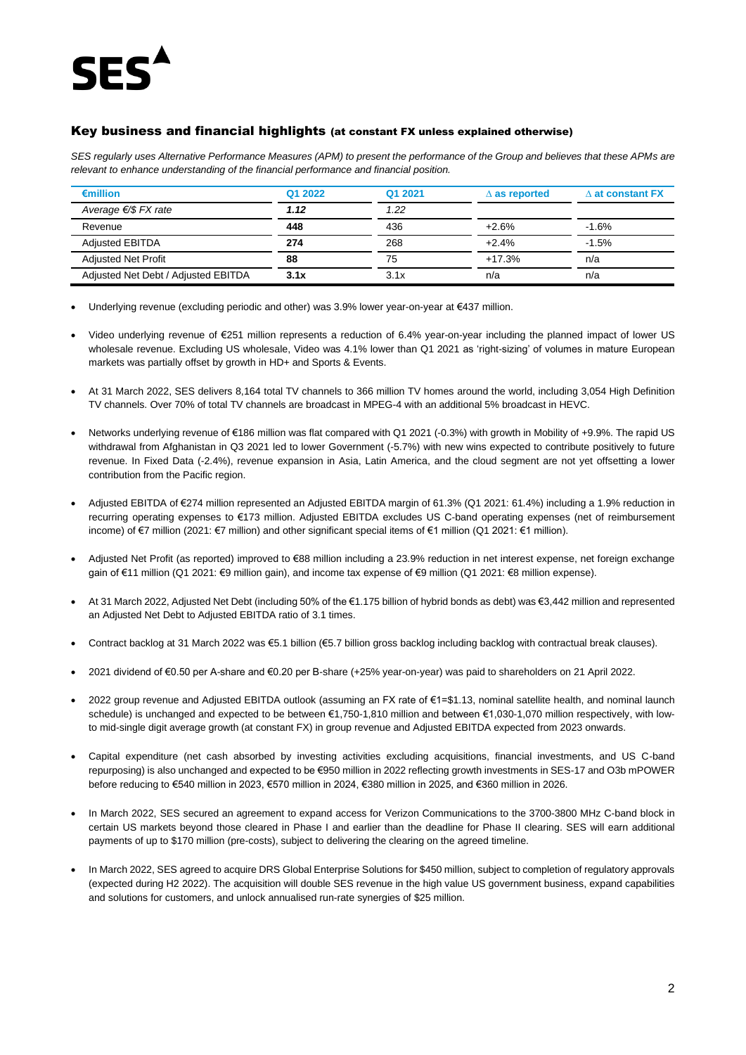## Key business and financial highlights (at constant FX unless explained otherwise)

*SES regularly uses Alternative Performance Measures (APM) to present the performance of the Group and believes that these APMs are relevant to enhance understanding of the financial performance and financial position.*

| €million | Q1 2022 | Q1 2021 | ∆ as reported | ∆ at constant FX |
|---|---|---|---|---|
| *Average €/$ FX rate* | ***1.12*** | *1.22* | | |
| Revenue | **448** | 436 | +2.6% | -1.6% |
| Adjusted EBITDA | **274** | 268 | +2.4% | -1.5% |
| Adjusted Net Profit | **88** | 75 | +17.3% | n/a |
| Adjusted Net Debt / Adjusted EBITDA | **3.1x** | 3.1x | n/a | n/a |

- Underlying revenue (excluding periodic and other) was 3.9% lower year-on-year at €437 million.
- Video underlying revenue of €251 million represents a reduction of 6.4% year-on-year including the planned impact of lower US wholesale revenue. Excluding US wholesale, Video was 4.1% lower than Q1 2021 as 'right-sizing' of volumes in mature European markets was partially offset by growth in HD+ and Sports & Events.
- At 31 March 2022, SES delivers 8,164 total TV channels to 366 million TV homes around the world, including 3,054 High Definition TV channels. Over 70% of total TV channels are broadcast in MPEG-4 with an additional 5% broadcast in HEVC.
- Networks underlying revenue of €186 million was flat compared with Q1 2021 (-0.3%) with growth in Mobility of +9.9%. The rapid US withdrawal from Afghanistan in Q3 2021 led to lower Government (-5.7%) with new wins expected to contribute positively to future revenue. In Fixed Data (-2.4%), revenue expansion in Asia, Latin America, and the cloud segment are not yet offsetting a lower contribution from the Pacific region.
- Adjusted EBITDA of €274 million represented an Adjusted EBITDA margin of 61.3% (Q1 2021: 61.4%) including a 1.9% reduction in recurring operating expenses to €173 million. Adjusted EBITDA excludes US C-band operating expenses (net of reimbursement income) of €7 million (2021: €7 million) and other significant special items of €1 million (Q1 2021: €1 million).
- Adjusted Net Profit (as reported) improved to €88 million including a 23.9% reduction in net interest expense, net foreign exchange gain of €11 million (Q1 2021: €9 million gain), and income tax expense of €9 million (Q1 2021: €8 million expense).
- At 31 March 2022, Adjusted Net Debt (including 50% of the €1.175 billion of hybrid bonds as debt) was €3,442 million and represented an Adjusted Net Debt to Adjusted EBITDA ratio of 3.1 times.
- Contract backlog at 31 March 2022 was €5.1 billion (€5.7 billion gross backlog including backlog with contractual break clauses).
- 2021 dividend of €0.50 per A-share and €0.20 per B-share (+25% year-on-year) was paid to shareholders on 21 April 2022.
- 2022 group revenue and Adjusted EBITDA outlook (assuming an FX rate of €1=$1.13, nominal satellite health, and nominal launch schedule) is unchanged and expected to be between €1,750-1,810 million and between €1,030-1,070 million respectively, with low- to mid-single digit average growth (at constant FX) in group revenue and Adjusted EBITDA expected from 2023 onwards.
- Capital expenditure (net cash absorbed by investing activities excluding acquisitions, financial investments, and US C-band repurposing) is also unchanged and expected to be €950 million in 2022 reflecting growth investments in SES-17 and O3b mPOWER before reducing to €540 million in 2023, €570 million in 2024, €380 million in 2025, and €360 million in 2026.
- In March 2022, SES secured an agreement to expand access for Verizon Communications to the 3700-3800 MHz C-band block in certain US markets beyond those cleared in Phase I and earlier than the deadline for Phase II clearing. SES will earn additional payments of up to $170 million (pre-costs), subject to delivering the clearing on the agreed timeline.
- In March 2022, SES agreed to acquire DRS Global Enterprise Solutions for $450 million, subject to completion of regulatory approvals (expected during H2 2022). The acquisition will double SES revenue in the high value US government business, expand capabilities and solutions for customers, and unlock annualised run-rate synergies of $25 million.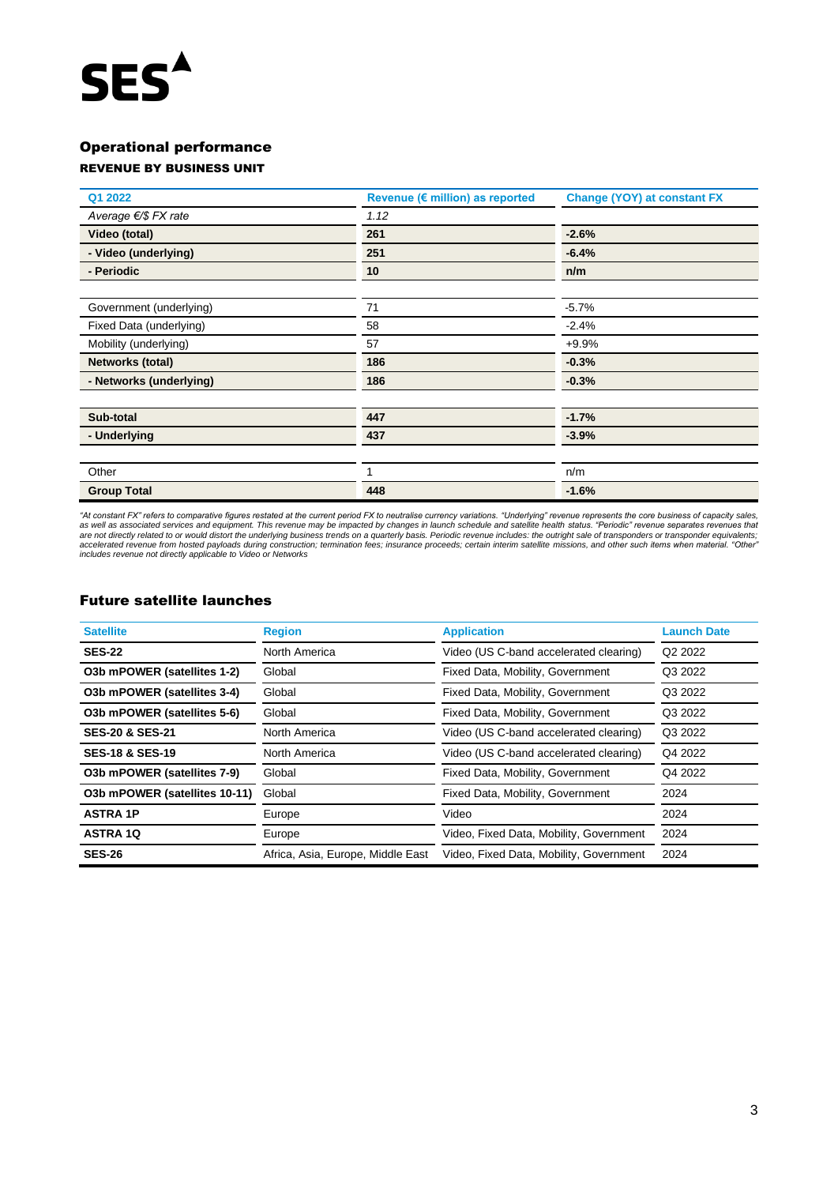## Operational performance

### REVENUE BY BUSINESS UNIT

| Q1 2022 | Revenue (€ million) as reported | Change (YOY) at constant FX |
|---|---|---|
| *Average €/$ FX rate* | *1.12* | |
| **Video (total)** | **261** | **-2.6%** |
| **- Video (underlying)** | **251** | **-6.4%** |
| **- Periodic** | **10** | **n/m** |
| | | |
| Government (underlying) | 71 | -5.7% |
| Fixed Data (underlying) | 58 | -2.4% |
| Mobility (underlying) | 57 | +9.9% |
| **Networks (total)** | **186** | **-0.3%** |
| **- Networks (underlying)** | **186** | **-0.3%** |
| | | |
| **Sub-total** | **447** | **-1.7%** |
| **- Underlying** | **437** | **-3.9%** |
| | | |
| Other | 1 | n/m |
| **Group Total** | **448** | **-1.6%** |

*"At constant FX" refers to comparative figures restated at the current period FX to neutralise currency variations. "Underlying" revenue represents the core business of capacity sales, as well as associated services and equipment. This revenue may be impacted by changes in launch schedule and satellite health status. "Periodic" revenue separates revenues that are not directly related to or would distort the underlying business trends on a quarterly basis. Periodic revenue includes: the outright sale of transponders or transponder equivalents; accelerated revenue from hosted payloads during construction; termination fees; insurance proceeds; certain interim satellite missions, and other such items when material. "Other" includes revenue not directly applicable to Video or Networks*

## Future satellite launches

| Satellite | Region | Application | Launch Date |
|---|---|---|---|
| **SES-22** | North America | Video (US C-band accelerated clearing) | Q2 2022 |
| **O3b mPOWER (satellites 1-2)** | Global | Fixed Data, Mobility, Government | Q3 2022 |
| **O3b mPOWER (satellites 3-4)** | Global | Fixed Data, Mobility, Government | Q3 2022 |
| **O3b mPOWER (satellites 5-6)** | Global | Fixed Data, Mobility, Government | Q3 2022 |
| **SES-20 & SES-21** | North America | Video (US C-band accelerated clearing) | Q3 2022 |
| **SES-18 & SES-19** | North America | Video (US C-band accelerated clearing) | Q4 2022 |
| **O3b mPOWER (satellites 7-9)** | Global | Fixed Data, Mobility, Government | Q4 2022 |
| **O3b mPOWER (satellites 10-11)** | Global | Fixed Data, Mobility, Government | 2024 |
| **ASTRA 1P** | Europe | Video | 2024 |
| **ASTRA 1Q** | Europe | Video, Fixed Data, Mobility, Government | 2024 |
| **SES-26** | Africa, Asia, Europe, Middle East | Video, Fixed Data, Mobility, Government | 2024 |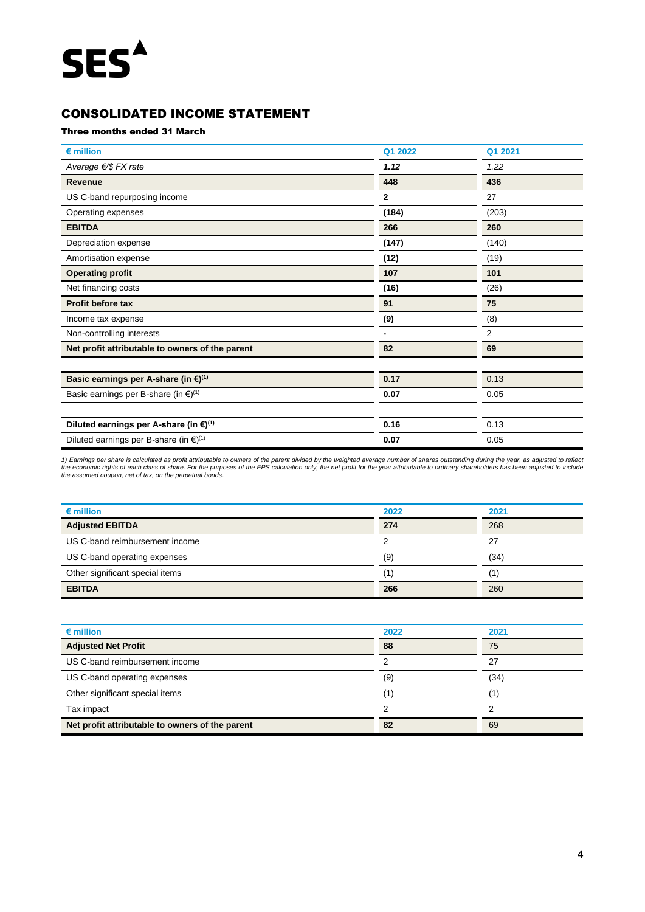SES

## CONSOLIDATED INCOME STATEMENT

**Three months ended 31 March**

| € million | Q1 2022 | Q1 2021 |
|---|---|---|
| *Average €/$ FX rate* | ***1.12*** | *1.22* |
| **Revenue** | **448** | **436** |
| US C-band repurposing income | **2** | 27 |
| Operating expenses | **(184)** | (203) |
| **EBITDA** | **266** | **260** |
| Depreciation expense | **(147)** | (140) |
| Amortisation expense | **(12)** | (19) |
| **Operating profit** | **107** | **101** |
| Net financing costs | **(16)** | (26) |
| **Profit before tax** | **91** | **75** |
| Income tax expense | **(9)** | (8) |
| Non-controlling interests | **-** | 2 |
| **Net profit attributable to owners of the parent** | **82** | **69** |
| | | |
| **Basic earnings per A-share (in €)(1)** | **0.17** | 0.13 |
| Basic earnings per B-share (in €)(1) | **0.07** | 0.05 |
| | | |
| **Diluted earnings per A-share (in €)(1)** | **0.16** | 0.13 |
| Diluted earnings per B-share (in €)(1) | **0.07** | 0.05 |

*1) Earnings per share is calculated as profit attributable to owners of the parent divided by the weighted average number of shares outstanding during the year, as adjusted to reflect the economic rights of each class of share. For the purposes of the EPS calculation only, the net profit for the year attributable to ordinary shareholders has been adjusted to include the assumed coupon, net of tax, on the perpetual bonds.*

| € million | 2022 | 2021 |
|---|---|---|
| **Adjusted EBITDA** | **274** | 268 |
| US C-band reimbursement income | 2 | 27 |
| US C-band operating expenses | (9) | (34) |
| Other significant special items | (1) | (1) |
| **EBITDA** | **266** | 260 |

| € million | 2022 | 2021 |
|---|---|---|
| **Adjusted Net Profit** | **88** | 75 |
| US C-band reimbursement income | 2 | 27 |
| US C-band operating expenses | (9) | (34) |
| Other significant special items | (1) | (1) |
| Tax impact | 2 | 2 |
| **Net profit attributable to owners of the parent** | **82** | 69 |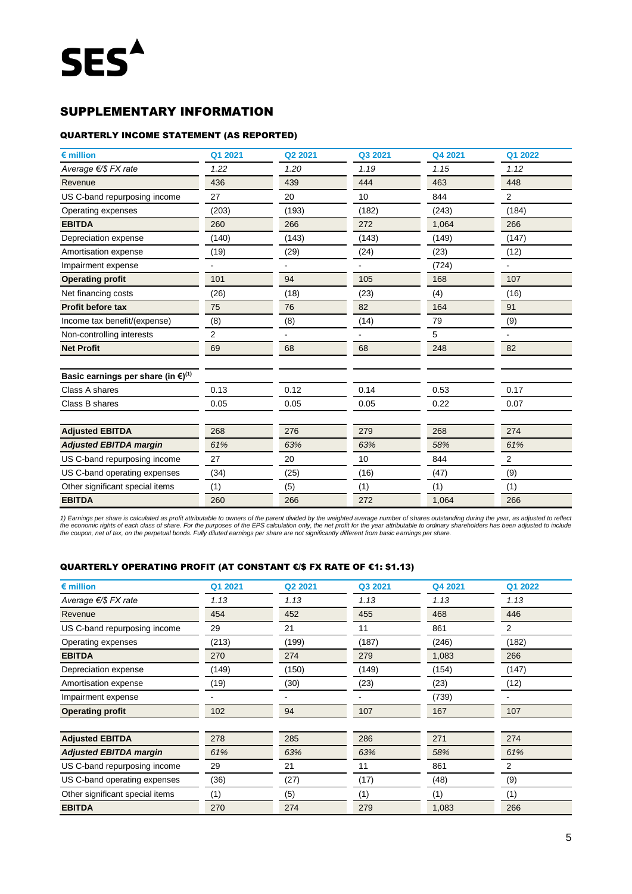SES

## SUPPLEMENTARY INFORMATION

### QUARTERLY INCOME STATEMENT (AS REPORTED)

| € million | Q1 2021 | Q2 2021 | Q3 2021 | Q4 2021 | Q1 2022 |
|---|---|---|---|---|---|
| *Average €/$ FX rate* | *1.22* | *1.20* | *1.19* | *1.15* | *1.12* |
| Revenue | 436 | 439 | 444 | 463 | 448 |
| US C-band repurposing income | 27 | 20 | 10 | 844 | 2 |
| Operating expenses | (203) | (193) | (182) | (243) | (184) |
| **EBITDA** | 260 | 266 | 272 | 1,064 | 266 |
| Depreciation expense | (140) | (143) | (143) | (149) | (147) |
| Amortisation expense | (19) | (29) | (24) | (23) | (12) |
| Impairment expense | - | - | - | (724) | - |
| **Operating profit** | 101 | 94 | 105 | 168 | 107 |
| Net financing costs | (26) | (18) | (23) | (4) | (16) |
| **Profit before tax** | 75 | 76 | 82 | 164 | 91 |
| Income tax benefit/(expense) | (8) | (8) | (14) | 79 | (9) |
| Non-controlling interests | 2 | - | - | 5 | - |
| **Net Profit** | 69 | 68 | 68 | 248 | 82 |
| | | | | | |
| **Basic earnings per share (in €)[1]** | | | | | |
| Class A shares | 0.13 | 0.12 | 0.14 | 0.53 | 0.17 |
| Class B shares | 0.05 | 0.05 | 0.05 | 0.22 | 0.07 |
| | | | | | |
| **Adjusted EBITDA** | 268 | 276 | 279 | 268 | 274 |
| ***Adjusted EBITDA margin*** | *61%* | *63%* | *63%* | *58%* | *61%* |
| US C-band repurposing income | 27 | 20 | 10 | 844 | 2 |
| US C-band operating expenses | (34) | (25) | (16) | (47) | (9) |
| Other significant special items | (1) | (5) | (1) | (1) | (1) |
| **EBITDA** | 260 | 266 | 272 | 1,064 | 266 |

*1) Earnings per share is calculated as profit attributable to owners of the parent divided by the weighted average number of shares outstanding during the year, as adjusted to reflect the economic rights of each class of share. For the purposes of the EPS calculation only, the net profit for the year attributable to ordinary shareholders has been adjusted to include the coupon, net of tax, on the perpetual bonds. Fully diluted earnings per share are not significantly different from basic earnings per share.*

### QUARTERLY OPERATING PROFIT (AT CONSTANT €/$ FX RATE OF €1: $1.13)

| € million | Q1 2021 | Q2 2021 | Q3 2021 | Q4 2021 | Q1 2022 |
|---|---|---|---|---|---|
| *Average €/$ FX rate* | *1.13* | *1.13* | *1.13* | *1.13* | *1.13* |
| Revenue | 454 | 452 | 455 | 468 | 446 |
| US C-band repurposing income | 29 | 21 | 11 | 861 | 2 |
| Operating expenses | (213) | (199) | (187) | (246) | (182) |
| **EBITDA** | 270 | 274 | 279 | 1,083 | 266 |
| Depreciation expense | (149) | (150) | (149) | (154) | (147) |
| Amortisation expense | (19) | (30) | (23) | (23) | (12) |
| Impairment expense | - | - | - | (739) | - |
| **Operating profit** | 102 | 94 | 107 | 167 | 107 |
| | | | | | |
| **Adjusted EBITDA** | 278 | 285 | 286 | 271 | 274 |
| ***Adjusted EBITDA margin*** | *61%* | *63%* | *63%* | *58%* | *61%* |
| US C-band repurposing income | 29 | 21 | 11 | 861 | 2 |
| US C-band operating expenses | (36) | (27) | (17) | (48) | (9) |
| Other significant special items | (1) | (5) | (1) | (1) | (1) |
| **EBITDA** | 270 | 274 | 279 | 1,083 | 266 |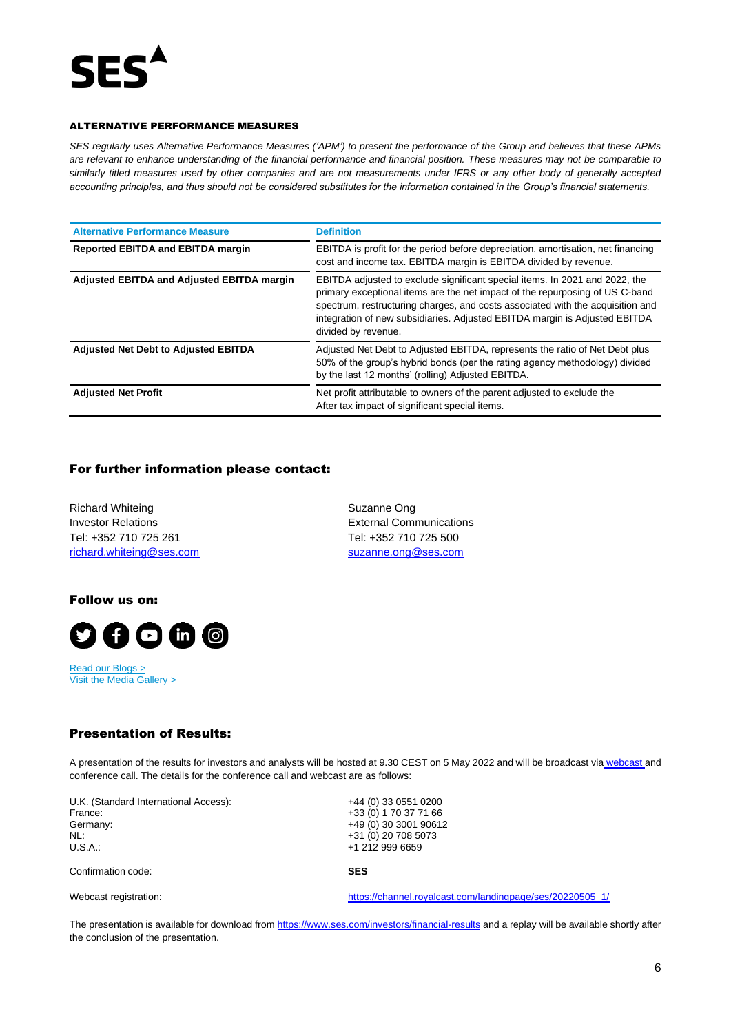## ALTERNATIVE PERFORMANCE MEASURES

*SES regularly uses Alternative Performance Measures ('APM') to present the performance of the Group and believes that these APMs are relevant to enhance understanding of the financial performance and financial position. These measures may not be comparable to similarly titled measures used by other companies and are not measurements under IFRS or any other body of generally accepted accounting principles, and thus should not be considered substitutes for the information contained in the Group's financial statements.*

| Alternative Performance Measure | Definition |
|---|---|
| **Reported EBITDA and EBITDA margin** | EBITDA is profit for the period before depreciation, amortisation, net financing cost and income tax. EBITDA margin is EBITDA divided by revenue. |
| **Adjusted EBITDA and Adjusted EBITDA margin** | EBITDA adjusted to exclude significant special items. In 2021 and 2022, the primary exceptional items are the net impact of the repurposing of US C-band spectrum, restructuring charges, and costs associated with the acquisition and integration of new subsidiaries. Adjusted EBITDA margin is Adjusted EBITDA divided by revenue. |
| **Adjusted Net Debt to Adjusted EBITDA** | Adjusted Net Debt to Adjusted EBITDA, represents the ratio of Net Debt plus 50% of the group's hybrid bonds (per the rating agency methodology) divided by the last 12 months' (rolling) Adjusted EBITDA. |
| **Adjusted Net Profit** | Net profit attributable to owners of the parent adjusted to exclude the After tax impact of significant special items. |

## For further information please contact:

Richard Whiteing
Investor Relations
Tel: +352 710 725 261
richard.whiteing@ses.com

Suzanne Ong
External Communications
Tel: +352 710 725 500
suzanne.ong@ses.com

## Follow us on:

Read our Blogs >
Visit the Media Gallery >

## Presentation of Results:

A presentation of the results for investors and analysts will be hosted at 9.30 CEST on 5 May 2022 and will be broadcast via webcast and conference call. The details for the conference call and webcast are as follows:

| | |
|---|---|
| U.K. (Standard International Access): | +44 (0) 33 0551 0200 |
| France: | +33 (0) 1 70 37 71 66 |
| Germany: | +49 (0) 30 3001 90612 |
| NL: | +31 (0) 20 708 5073 |
| U.S.A.: | +1 212 999 6659 |
| Confirmation code: | **SES** |
| Webcast registration: | https://channel.royalcast.com/landingpage/ses/20220505_1/ |

The presentation is available for download from https://www.ses.com/investors/financial-results and a replay will be available shortly after the conclusion of the presentation.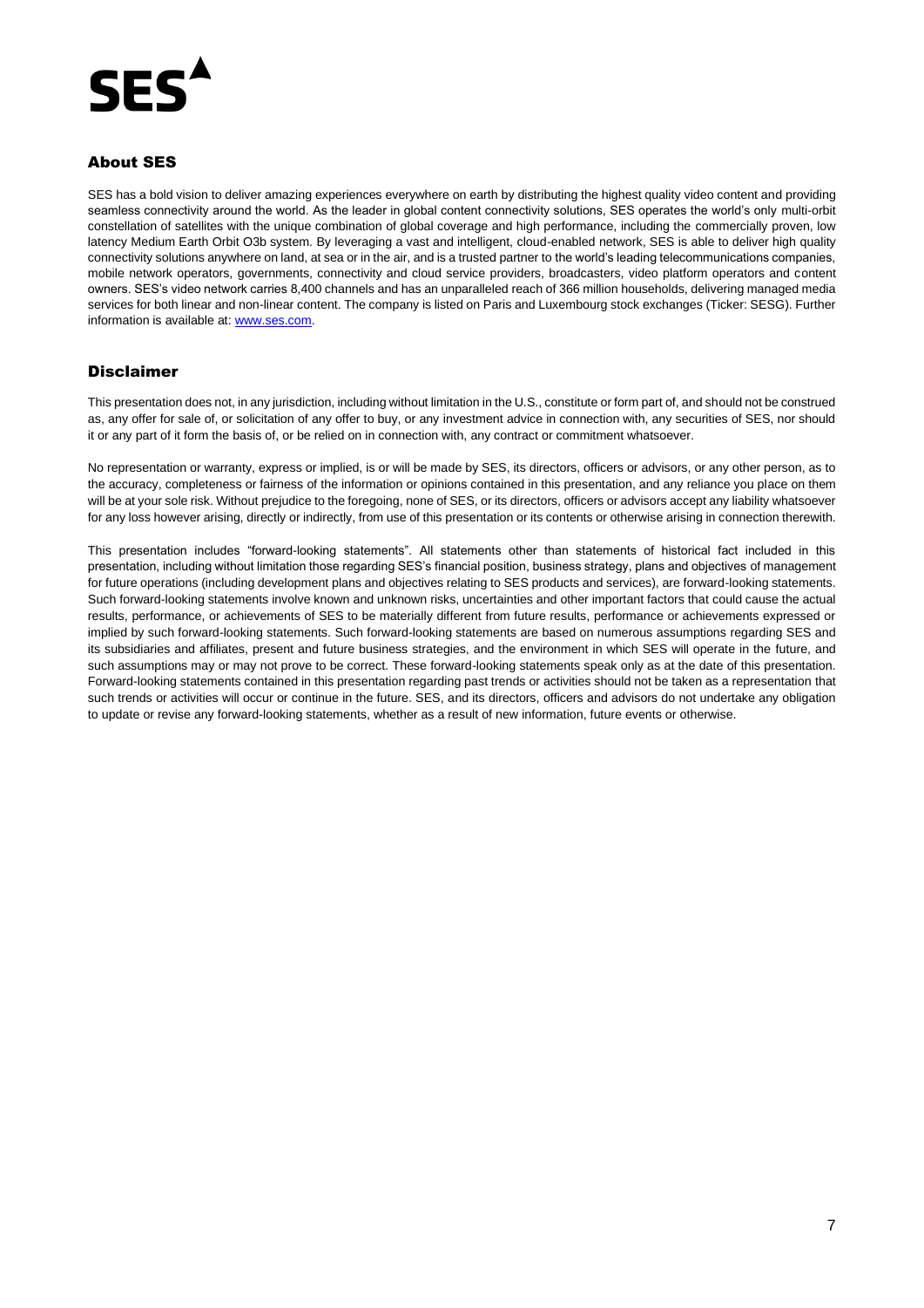SES

## About SES

SES has a bold vision to deliver amazing experiences everywhere on earth by distributing the highest quality video content and providing seamless connectivity around the world. As the leader in global content connectivity solutions, SES operates the world's only multi-orbit constellation of satellites with the unique combination of global coverage and high performance, including the commercially proven, low latency Medium Earth Orbit O3b system. By leveraging a vast and intelligent, cloud-enabled network, SES is able to deliver high quality connectivity solutions anywhere on land, at sea or in the air, and is a trusted partner to the world's leading telecommunications companies, mobile network operators, governments, connectivity and cloud service providers, broadcasters, video platform operators and content owners. SES's video network carries 8,400 channels and has an unparalleled reach of 366 million households, delivering managed media services for both linear and non-linear content. The company is listed on Paris and Luxembourg stock exchanges (Ticker: SESG). Further information is available at: [www.ses.com](http://www.ses.com).

## Disclaimer

This presentation does not, in any jurisdiction, including without limitation in the U.S., constitute or form part of, and should not be construed as, any offer for sale of, or solicitation of any offer to buy, or any investment advice in connection with, any securities of SES, nor should it or any part of it form the basis of, or be relied on in connection with, any contract or commitment whatsoever.

No representation or warranty, express or implied, is or will be made by SES, its directors, officers or advisors, or any other person, as to the accuracy, completeness or fairness of the information or opinions contained in this presentation, and any reliance you place on them will be at your sole risk. Without prejudice to the foregoing, none of SES, or its directors, officers or advisors accept any liability whatsoever for any loss however arising, directly or indirectly, from use of this presentation or its contents or otherwise arising in connection therewith.

This presentation includes "forward-looking statements". All statements other than statements of historical fact included in this presentation, including without limitation those regarding SES's financial position, business strategy, plans and objectives of management for future operations (including development plans and objectives relating to SES products and services), are forward-looking statements. Such forward-looking statements involve known and unknown risks, uncertainties and other important factors that could cause the actual results, performance, or achievements of SES to be materially different from future results, performance or achievements expressed or implied by such forward-looking statements. Such forward-looking statements are based on numerous assumptions regarding SES and its subsidiaries and affiliates, present and future business strategies, and the environment in which SES will operate in the future, and such assumptions may or may not prove to be correct. These forward-looking statements speak only as at the date of this presentation. Forward-looking statements contained in this presentation regarding past trends or activities should not be taken as a representation that such trends or activities will occur or continue in the future. SES, and its directors, officers and advisors do not undertake any obligation to update or revise any forward-looking statements, whether as a result of new information, future events or otherwise.